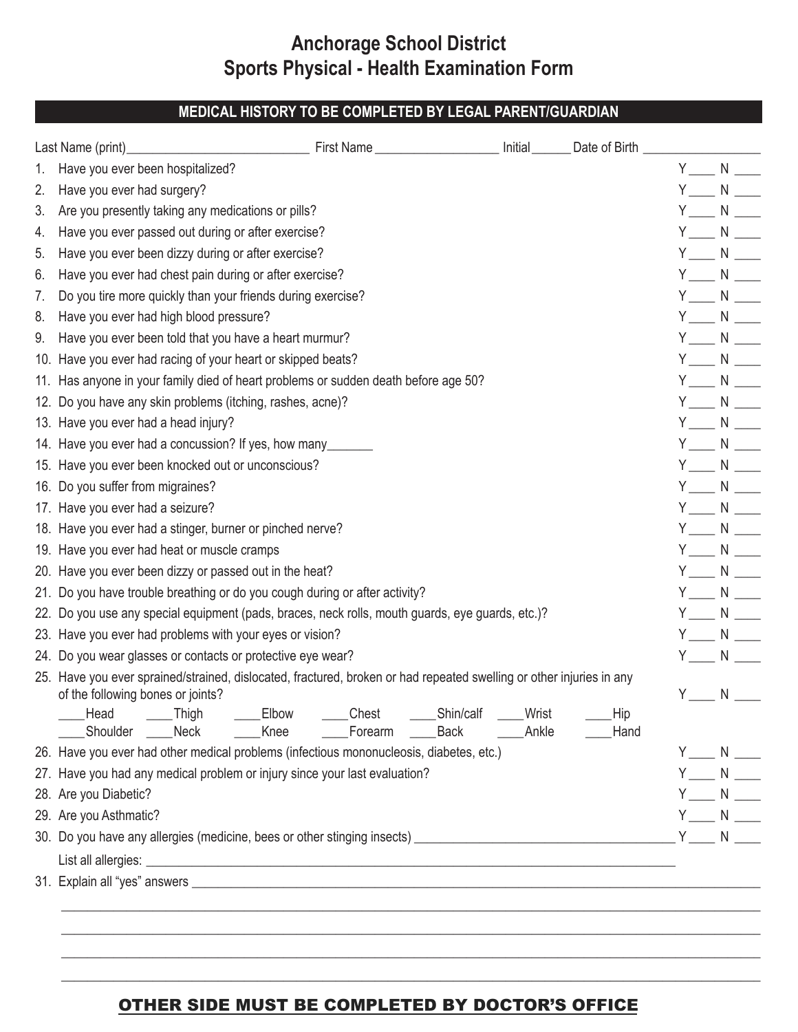# Anchorage School District
# Sports Physical - Health Examination Form

## MEDICAL HISTORY TO BE COMPLETED BY LEGAL PARENT/GUARDIAN

Last Name (print)____________________________ First Name ___________________ Initial______ Date of Birth __________________

1. Have you ever been hospitalized? Y____ N ____
2. Have you ever had surgery? Y____ N ____
3. Are you presently taking any medications or pills? Y____ N ____
4. Have you ever passed out during or after exercise? Y____ N ____
5. Have you ever been dizzy during or after exercise? Y____ N ____
6. Have you ever had chest pain during or after exercise? Y____ N ____
7. Do you tire more quickly than your friends during exercise? Y____ N ____
8. Have you ever had high blood pressure? Y____ N ____
9. Have you ever been told that you have a heart murmur? Y____ N ____
10. Have you ever had racing of your heart or skipped beats? Y____ N ____
11. Has anyone in your family died of heart problems or sudden death before age 50? Y____ N ____
12. Do you have any skin problems (itching, rashes, acne)? Y____ N ____
13. Have you ever had a head injury? Y____ N ____
14. Have you ever had a concussion? If yes, how many_______ Y____ N ____
15. Have you ever been knocked out or unconscious? Y____ N ____
16. Do you suffer from migraines? Y____ N ____
17. Have you ever had a seizure? Y____ N ____
18. Have you ever had a stinger, burner or pinched nerve? Y____ N ____
19. Have you ever had heat or muscle cramps Y____ N ____
20. Have you ever been dizzy or passed out in the heat? Y____ N ____
21. Do you have trouble breathing or do you cough during or after activity? Y____ N ____
22. Do you use any special equipment (pads, braces, neck rolls, mouth guards, eye guards, etc.)? Y____ N ____
23. Have you ever had problems with your eyes or vision? Y____ N ____
24. Do you wear glasses or contacts or protective eye wear? Y____ N ____
25. Have you ever sprained/strained, dislocated, fractured, broken or had repeated swelling or other injuries in any of the following bones or joints? Y____ N ____

    ____Head ____Thigh ____Elbow ____Chest ____Shin/calf ____Wrist ____Hip
    ____Shoulder ____Neck ____Knee ____Forearm ____Back ____Ankle ____Hand

26. Have you ever had other medical problems (infectious mononucleosis, diabetes, etc.) Y____ N ____
27. Have you had any medical problem or injury since your last evaluation? Y____ N ____
28. Are you Diabetic? Y____ N ____
29. Are you Asthmatic? Y____ N ____
30. Do you have any allergies (medicine, bees or other stinging insects) ______________________________________ Y____ N ____

    List all allergies: ________________________________________________________________________________

31. Explain all "yes" answers ______________________________________________________________________________

______________________________________________________________________________________________

______________________________________________________________________________________________

______________________________________________________________________________________________

______________________________________________________________________________________________

**OTHER SIDE MUST BE COMPLETED BY DOCTOR'S OFFICE**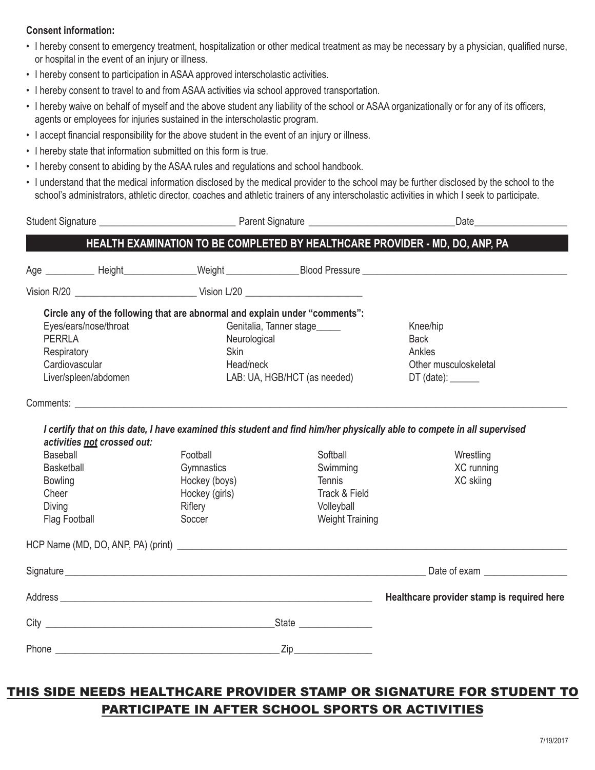**Consent information:**

- I hereby consent to emergency treatment, hospitalization or other medical treatment as may be necessary by a physician, qualified nurse, or hospital in the event of an injury or illness.
- I hereby consent to participation in ASAA approved interscholastic activities.
- I hereby consent to travel to and from ASAA activities via school approved transportation.
- I hereby waive on behalf of myself and the above student any liability of the school or ASAA organizationally or for any of its officers, agents or employees for injuries sustained in the interscholastic program.
- I accept financial responsibility for the above student in the event of an injury or illness.
- I hereby state that information submitted on this form is true.
- I hereby consent to abiding by the ASAA rules and regulations and school handbook.
- I understand that the medical information disclosed by the medical provider to the school may be further disclosed by the school to the school's administrators, athletic director, coaches and athletic trainers of any interscholastic activities in which I seek to participate.

Student Signature ___________________________ Parent Signature ____________________________ Date__________________

## HEALTH EXAMINATION TO BE COMPLETED BY HEALTHCARE PROVIDER - MD, DO, ANP, PA

Age __________ Height______________ Weight ______________ Blood Pressure ________________________________________

Vision R/20 ________________________ Vision L/20 ________________________

**Circle any of the following that are abnormal and explain under "comments":**

| | | |
|---|---|---|
| Eyes/ears/nose/throat | Genitalia, Tanner stage_____ | Knee/hip |
| PERRLA | Neurological | Back |
| Respiratory | Skin | Ankles |
| Cardiovascular | Head/neck | Other musculoskeletal |
| Liver/spleen/abdomen | LAB: UA, HGB/HCT (as needed) | DT (date): ______ |

Comments: ____________________________________________________________________________________________

***I certify that on this date, I have examined this student and find him/her physically able to compete in all supervised activities not crossed out:***

| | | | |
|---|---|---|---|
| Baseball | Football | Softball | Wrestling |
| Basketball | Gymnastics | Swimming | XC running |
| Bowling | Hockey (boys) | Tennis | XC skiing |
| Cheer | Hockey (girls) | Track & Field | |
| Diving | Riflery | Volleyball | |
| Flag Football | Soccer | Weight Training | |

HCP Name (MD, DO, ANP, PA) (print) ____________________________________________________________________

Signature ______________________________________________________________________ Date of exam ________________

Address ____________________________________________________________ **Healthcare provider stamp is required here**

City _____________________________________________ State ______________

Phone ___________________________________________ Zip_______________

**THIS SIDE NEEDS HEALTHCARE PROVIDER STAMP OR SIGNATURE FOR STUDENT TO PARTICIPATE IN AFTER SCHOOL SPORTS OR ACTIVITIES**

7/19/2017